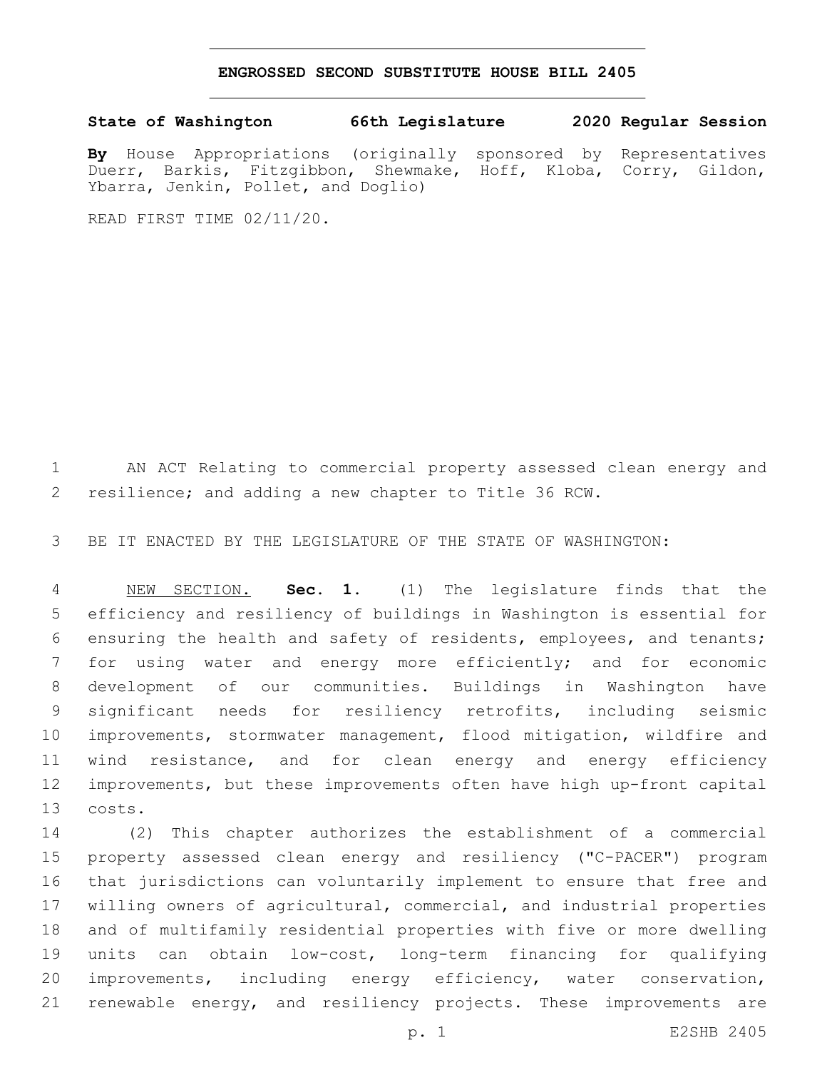# ENGROSSED SECOND SUBSTITUTE HOUSE BILL 2405

**State of Washington 66th Legislature 2020 Regular Session**

**By** House Appropriations (originally sponsored by Representatives Duerr, Barkis, Fitzgibbon, Shewmake, Hoff, Kloba, Corry, Gildon, Ybarra, Jenkin, Pollet, and Doglio)

READ FIRST TIME 02/11/20.

AN ACT Relating to commercial property assessed clean energy and resilience; and adding a new chapter to Title 36 RCW.

BE IT ENACTED BY THE LEGISLATURE OF THE STATE OF WASHINGTON:

NEW SECTION. **Sec. 1.** (1) The legislature finds that the efficiency and resiliency of buildings in Washington is essential for ensuring the health and safety of residents, employees, and tenants; for using water and energy more efficiently; and for economic development of our communities. Buildings in Washington have significant needs for resiliency retrofits, including seismic improvements, stormwater management, flood mitigation, wildfire and wind resistance, and for clean energy and energy efficiency improvements, but these improvements often have high up-front capital costs.

(2) This chapter authorizes the establishment of a commercial property assessed clean energy and resiliency ("C-PACER") program that jurisdictions can voluntarily implement to ensure that free and willing owners of agricultural, commercial, and industrial properties and of multifamily residential properties with five or more dwelling units can obtain low-cost, long-term financing for qualifying improvements, including energy efficiency, water conservation, renewable energy, and resiliency projects. These improvements are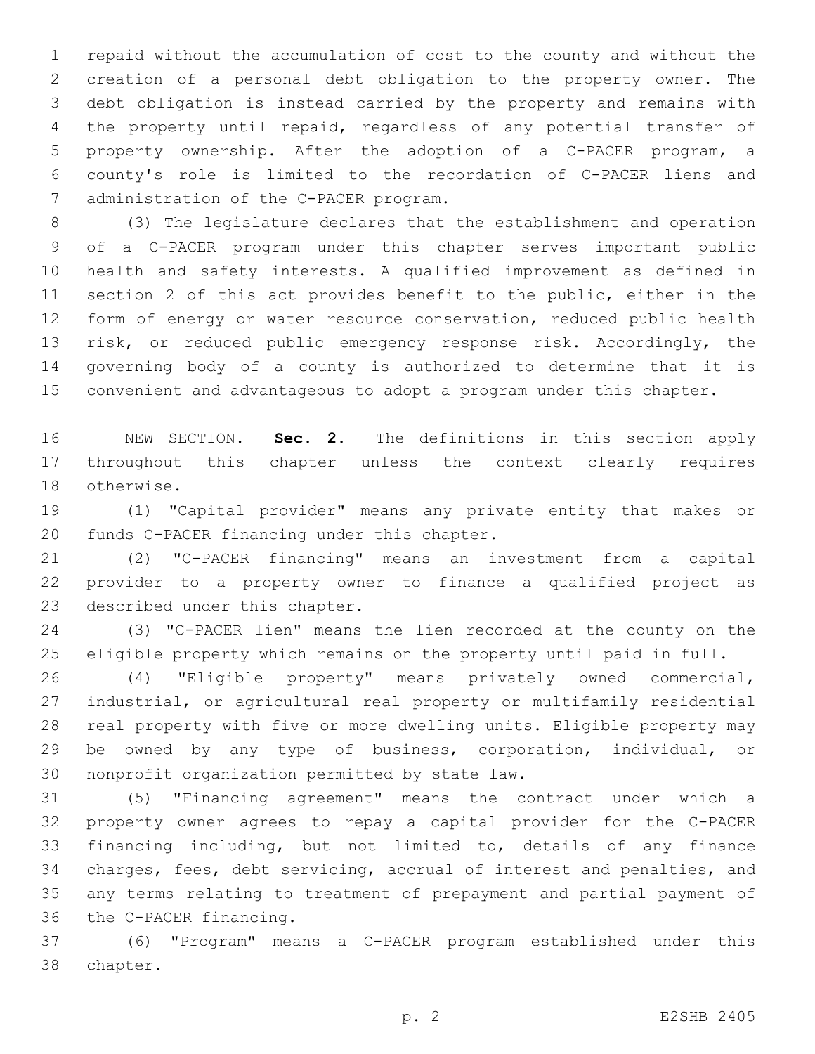repaid without the accumulation of cost to the county and without the creation of a personal debt obligation to the property owner. The debt obligation is instead carried by the property and remains with the property until repaid, regardless of any potential transfer of property ownership. After the adoption of a C-PACER program, a county's role is limited to the recordation of C-PACER liens and administration of the C-PACER program.

(3) The legislature declares that the establishment and operation of a C-PACER program under this chapter serves important public health and safety interests. A qualified improvement as defined in section 2 of this act provides benefit to the public, either in the form of energy or water resource conservation, reduced public health risk, or reduced public emergency response risk. Accordingly, the governing body of a county is authorized to determine that it is convenient and advantageous to adopt a program under this chapter.

NEW SECTION. **Sec. 2.** The definitions in this section apply throughout this chapter unless the context clearly requires otherwise.

(1) "Capital provider" means any private entity that makes or funds C-PACER financing under this chapter.

(2) "C-PACER financing" means an investment from a capital provider to a property owner to finance a qualified project as described under this chapter.

(3) "C-PACER lien" means the lien recorded at the county on the eligible property which remains on the property until paid in full.

(4) "Eligible property" means privately owned commercial, industrial, or agricultural real property or multifamily residential real property with five or more dwelling units. Eligible property may be owned by any type of business, corporation, individual, or nonprofit organization permitted by state law.

(5) "Financing agreement" means the contract under which a property owner agrees to repay a capital provider for the C-PACER financing including, but not limited to, details of any finance charges, fees, debt servicing, accrual of interest and penalties, and any terms relating to treatment of prepayment and partial payment of the C-PACER financing.

(6) "Program" means a C-PACER program established under this chapter.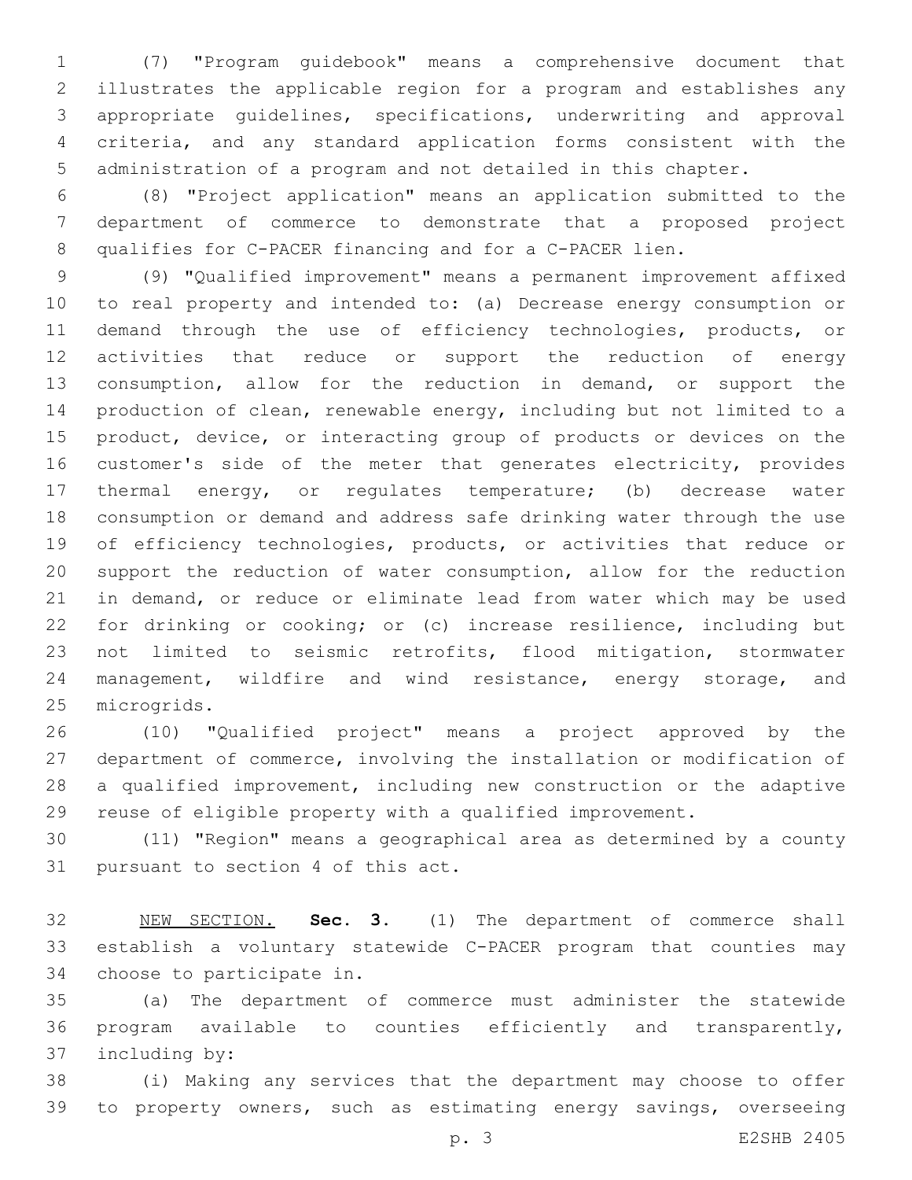(7) "Program guidebook" means a comprehensive document that illustrates the applicable region for a program and establishes any appropriate guidelines, specifications, underwriting and approval criteria, and any standard application forms consistent with the administration of a program and not detailed in this chapter.

(8) "Project application" means an application submitted to the department of commerce to demonstrate that a proposed project qualifies for C-PACER financing and for a C-PACER lien.

(9) "Qualified improvement" means a permanent improvement affixed to real property and intended to: (a) Decrease energy consumption or demand through the use of efficiency technologies, products, or activities that reduce or support the reduction of energy consumption, allow for the reduction in demand, or support the production of clean, renewable energy, including but not limited to a product, device, or interacting group of products or devices on the customer's side of the meter that generates electricity, provides thermal energy, or regulates temperature; (b) decrease water consumption or demand and address safe drinking water through the use of efficiency technologies, products, or activities that reduce or support the reduction of water consumption, allow for the reduction in demand, or reduce or eliminate lead from water which may be used for drinking or cooking; or (c) increase resilience, including but not limited to seismic retrofits, flood mitigation, stormwater management, wildfire and wind resistance, energy storage, and microgrids.

(10) "Qualified project" means a project approved by the department of commerce, involving the installation or modification of a qualified improvement, including new construction or the adaptive reuse of eligible property with a qualified improvement.

(11) "Region" means a geographical area as determined by a county pursuant to section 4 of this act.

NEW SECTION. **Sec. 3.** (1) The department of commerce shall establish a voluntary statewide C-PACER program that counties may choose to participate in.

(a) The department of commerce must administer the statewide program available to counties efficiently and transparently, including by:

(i) Making any services that the department may choose to offer to property owners, such as estimating energy savings, overseeing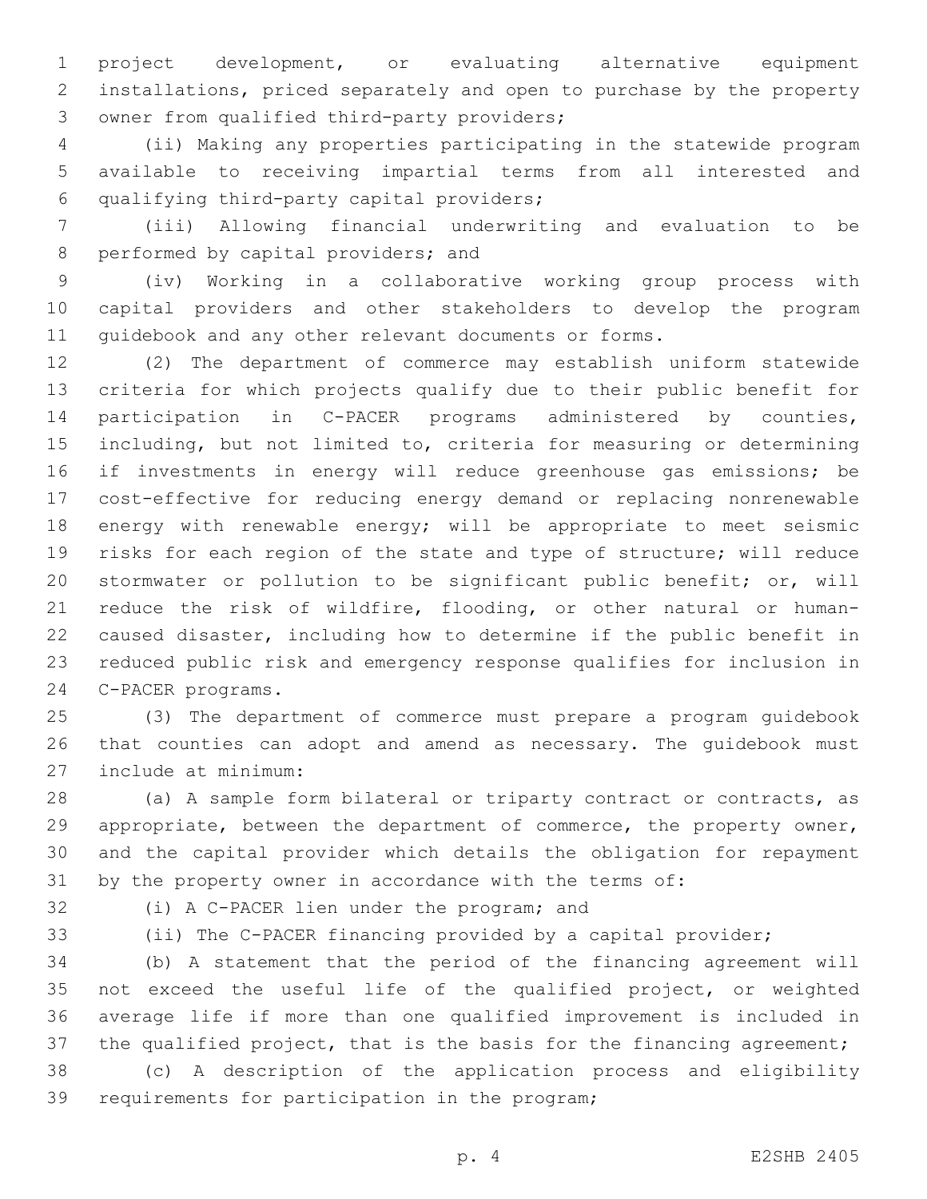project development, or evaluating alternative equipment installations, priced separately and open to purchase by the property owner from qualified third-party providers;

(ii) Making any properties participating in the statewide program available to receiving impartial terms from all interested and qualifying third-party capital providers;

(iii) Allowing financial underwriting and evaluation to be performed by capital providers; and

(iv) Working in a collaborative working group process with capital providers and other stakeholders to develop the program guidebook and any other relevant documents or forms.

(2) The department of commerce may establish uniform statewide criteria for which projects qualify due to their public benefit for participation in C-PACER programs administered by counties, including, but not limited to, criteria for measuring or determining if investments in energy will reduce greenhouse gas emissions; be cost-effective for reducing energy demand or replacing nonrenewable energy with renewable energy; will be appropriate to meet seismic risks for each region of the state and type of structure; will reduce stormwater or pollution to be significant public benefit; or, will reduce the risk of wildfire, flooding, or other natural or human-caused disaster, including how to determine if the public benefit in reduced public risk and emergency response qualifies for inclusion in C-PACER programs.

(3) The department of commerce must prepare a program guidebook that counties can adopt and amend as necessary. The guidebook must include at minimum:

(a) A sample form bilateral or triparty contract or contracts, as appropriate, between the department of commerce, the property owner, and the capital provider which details the obligation for repayment by the property owner in accordance with the terms of:

(i) A C-PACER lien under the program; and

(ii) The C-PACER financing provided by a capital provider;

(b) A statement that the period of the financing agreement will not exceed the useful life of the qualified project, or weighted average life if more than one qualified improvement is included in the qualified project, that is the basis for the financing agreement;

(c) A description of the application process and eligibility requirements for participation in the program;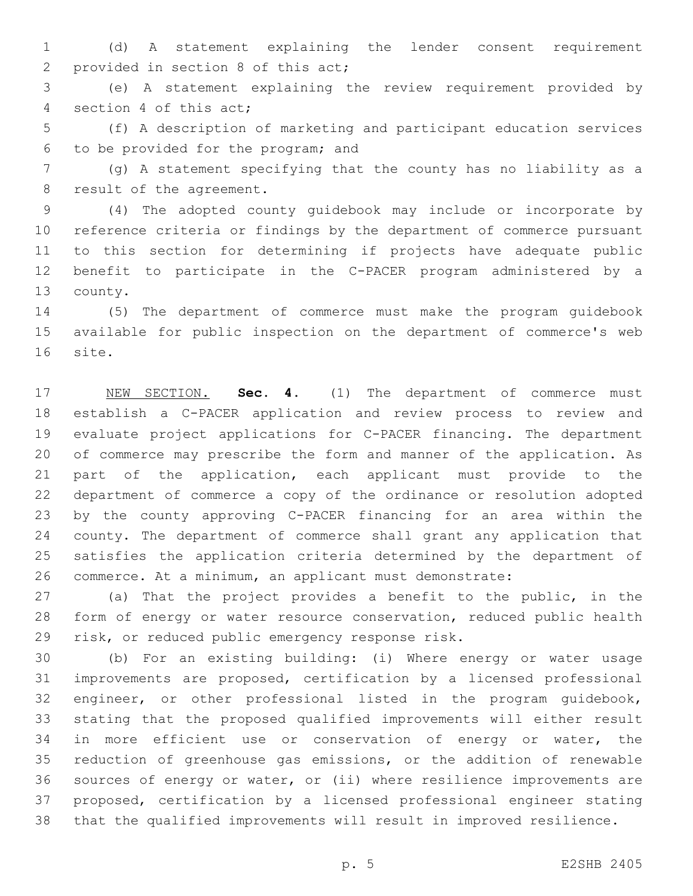(d) A statement explaining the lender consent requirement provided in section 8 of this act;

(e) A statement explaining the review requirement provided by section 4 of this act;

(f) A description of marketing and participant education services to be provided for the program; and

(g) A statement specifying that the county has no liability as a result of the agreement.

(4) The adopted county guidebook may include or incorporate by reference criteria or findings by the department of commerce pursuant to this section for determining if projects have adequate public benefit to participate in the C-PACER program administered by a county.

(5) The department of commerce must make the program guidebook available for public inspection on the department of commerce's web site.

NEW SECTION. **Sec. 4.** (1) The department of commerce must establish a C-PACER application and review process to review and evaluate project applications for C-PACER financing. The department of commerce may prescribe the form and manner of the application. As part of the application, each applicant must provide to the department of commerce a copy of the ordinance or resolution adopted by the county approving C-PACER financing for an area within the county. The department of commerce shall grant any application that satisfies the application criteria determined by the department of commerce. At a minimum, an applicant must demonstrate:

(a) That the project provides a benefit to the public, in the form of energy or water resource conservation, reduced public health risk, or reduced public emergency response risk.

(b) For an existing building: (i) Where energy or water usage improvements are proposed, certification by a licensed professional engineer, or other professional listed in the program guidebook, stating that the proposed qualified improvements will either result in more efficient use or conservation of energy or water, the reduction of greenhouse gas emissions, or the addition of renewable sources of energy or water, or (ii) where resilience improvements are proposed, certification by a licensed professional engineer stating that the qualified improvements will result in improved resilience.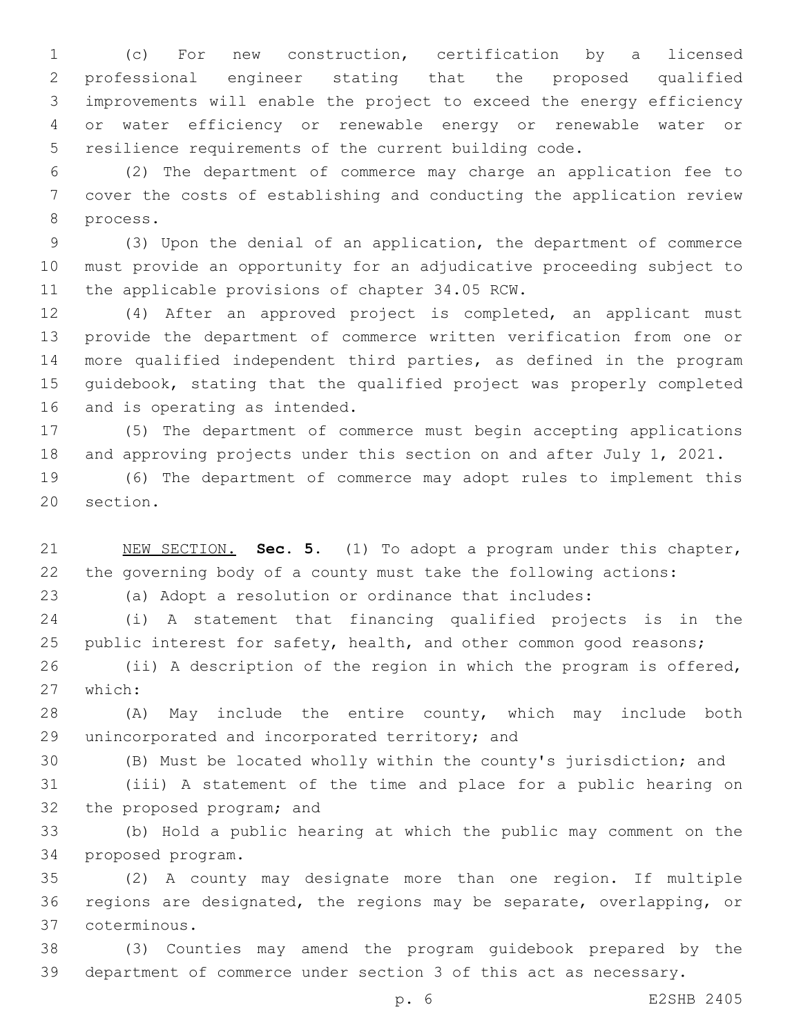(c) For new construction, certification by a licensed professional engineer stating that the proposed qualified improvements will enable the project to exceed the energy efficiency or water efficiency or renewable energy or renewable water or resilience requirements of the current building code.

(2) The department of commerce may charge an application fee to cover the costs of establishing and conducting the application review process.

(3) Upon the denial of an application, the department of commerce must provide an opportunity for an adjudicative proceeding subject to the applicable provisions of chapter 34.05 RCW.

(4) After an approved project is completed, an applicant must provide the department of commerce written verification from one or more qualified independent third parties, as defined in the program guidebook, stating that the qualified project was properly completed and is operating as intended.

(5) The department of commerce must begin accepting applications and approving projects under this section on and after July 1, 2021.

(6) The department of commerce may adopt rules to implement this section.

NEW SECTION. **Sec. 5.** (1) To adopt a program under this chapter, the governing body of a county must take the following actions:

(a) Adopt a resolution or ordinance that includes:

(i) A statement that financing qualified projects is in the public interest for safety, health, and other common good reasons;

(ii) A description of the region in which the program is offered, which:

(A) May include the entire county, which may include both unincorporated and incorporated territory; and

(B) Must be located wholly within the county's jurisdiction; and

(iii) A statement of the time and place for a public hearing on the proposed program; and

(b) Hold a public hearing at which the public may comment on the proposed program.

(2) A county may designate more than one region. If multiple regions are designated, the regions may be separate, overlapping, or coterminous.

(3) Counties may amend the program guidebook prepared by the department of commerce under section 3 of this act as necessary.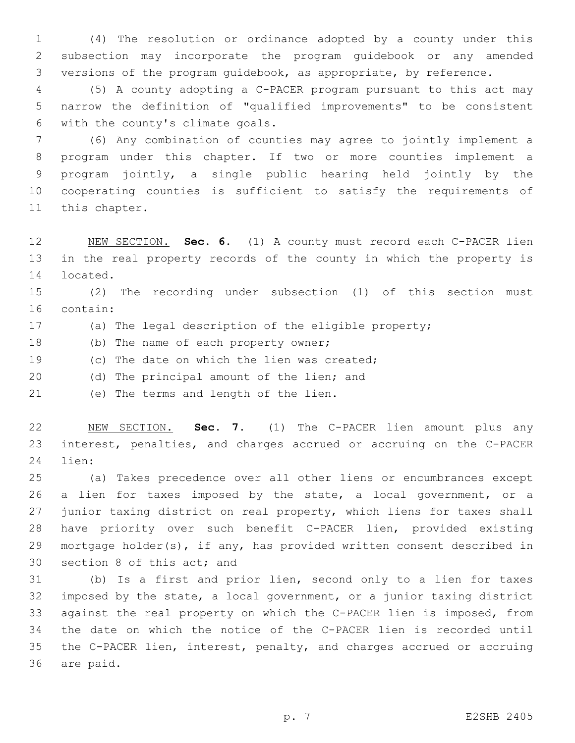(4) The resolution or ordinance adopted by a county under this subsection may incorporate the program guidebook or any amended versions of the program guidebook, as appropriate, by reference.

(5) A county adopting a C-PACER program pursuant to this act may narrow the definition of "qualified improvements" to be consistent with the county's climate goals.

(6) Any combination of counties may agree to jointly implement a program under this chapter. If two or more counties implement a program jointly, a single public hearing held jointly by the cooperating counties is sufficient to satisfy the requirements of this chapter.

NEW SECTION. **Sec. 6.** (1) A county must record each C-PACER lien in the real property records of the county in which the property is located.

(2) The recording under subsection (1) of this section must contain:

(a) The legal description of the eligible property;

(b) The name of each property owner;

(c) The date on which the lien was created;

(d) The principal amount of the lien; and

(e) The terms and length of the lien.

NEW SECTION. **Sec. 7.** (1) The C-PACER lien amount plus any interest, penalties, and charges accrued or accruing on the C-PACER lien:

(a) Takes precedence over all other liens or encumbrances except a lien for taxes imposed by the state, a local government, or a junior taxing district on real property, which liens for taxes shall have priority over such benefit C-PACER lien, provided existing mortgage holder(s), if any, has provided written consent described in section 8 of this act; and

(b) Is a first and prior lien, second only to a lien for taxes imposed by the state, a local government, or a junior taxing district against the real property on which the C-PACER lien is imposed, from the date on which the notice of the C-PACER lien is recorded until the C-PACER lien, interest, penalty, and charges accrued or accruing are paid.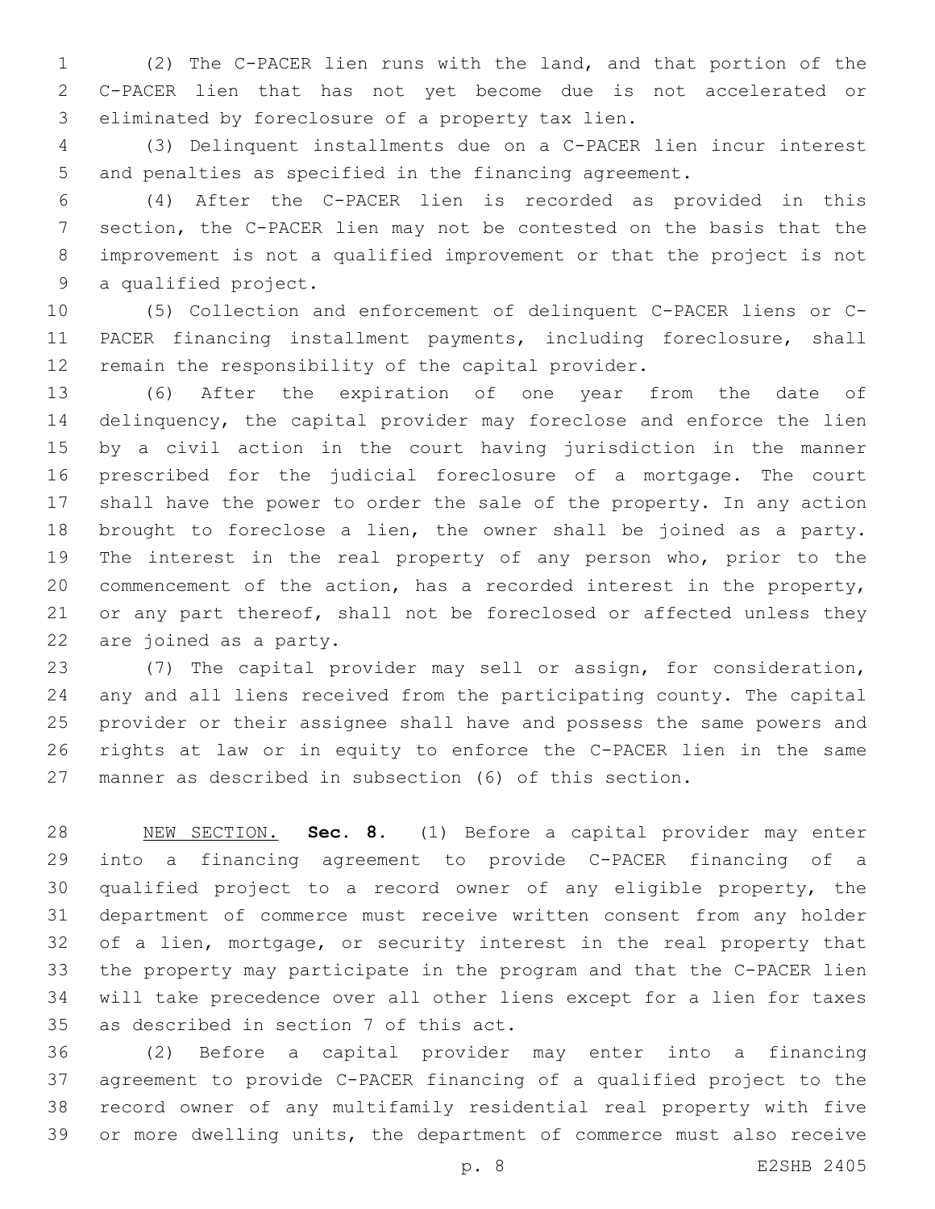(2) The C-PACER lien runs with the land, and that portion of the C-PACER lien that has not yet become due is not accelerated or eliminated by foreclosure of a property tax lien.

(3) Delinquent installments due on a C-PACER lien incur interest and penalties as specified in the financing agreement.

(4) After the C-PACER lien is recorded as provided in this section, the C-PACER lien may not be contested on the basis that the improvement is not a qualified improvement or that the project is not a qualified project.

(5) Collection and enforcement of delinquent C-PACER liens or C-PACER financing installment payments, including foreclosure, shall remain the responsibility of the capital provider.

(6) After the expiration of one year from the date of delinquency, the capital provider may foreclose and enforce the lien by a civil action in the court having jurisdiction in the manner prescribed for the judicial foreclosure of a mortgage. The court shall have the power to order the sale of the property. In any action brought to foreclose a lien, the owner shall be joined as a party. The interest in the real property of any person who, prior to the commencement of the action, has a recorded interest in the property, or any part thereof, shall not be foreclosed or affected unless they are joined as a party.

(7) The capital provider may sell or assign, for consideration, any and all liens received from the participating county. The capital provider or their assignee shall have and possess the same powers and rights at law or in equity to enforce the C-PACER lien in the same manner as described in subsection (6) of this section.

NEW SECTION. **Sec. 8.** (1) Before a capital provider may enter into a financing agreement to provide C-PACER financing of a qualified project to a record owner of any eligible property, the department of commerce must receive written consent from any holder of a lien, mortgage, or security interest in the real property that the property may participate in the program and that the C-PACER lien will take precedence over all other liens except for a lien for taxes as described in section 7 of this act.

(2) Before a capital provider may enter into a financing agreement to provide C-PACER financing of a qualified project to the record owner of any multifamily residential real property with five or more dwelling units, the department of commerce must also receive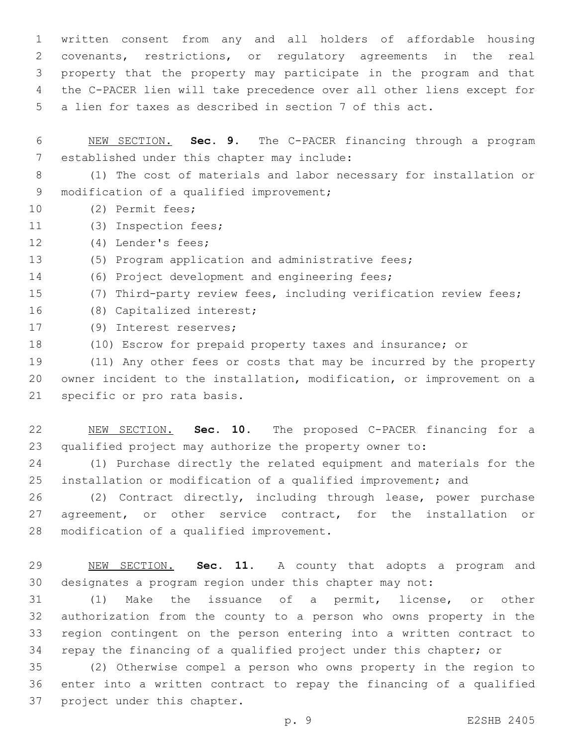written consent from any and all holders of affordable housing covenants, restrictions, or regulatory agreements in the real property that the property may participate in the program and that the C-PACER lien will take precedence over all other liens except for a lien for taxes as described in section 7 of this act.

NEW SECTION. **Sec. 9.** The C-PACER financing through a program established under this chapter may include:

(1) The cost of materials and labor necessary for installation or modification of a qualified improvement;

(2) Permit fees;

(3) Inspection fees;

(4) Lender's fees;

(5) Program application and administrative fees;

(6) Project development and engineering fees;

(7) Third-party review fees, including verification review fees;

(8) Capitalized interest;

(9) Interest reserves;

(10) Escrow for prepaid property taxes and insurance; or

(11) Any other fees or costs that may be incurred by the property owner incident to the installation, modification, or improvement on a specific or pro rata basis.

NEW SECTION. **Sec. 10.** The proposed C-PACER financing for a qualified project may authorize the property owner to:

(1) Purchase directly the related equipment and materials for the installation or modification of a qualified improvement; and

(2) Contract directly, including through lease, power purchase agreement, or other service contract, for the installation or modification of a qualified improvement.

NEW SECTION. **Sec. 11.** A county that adopts a program and designates a program region under this chapter may not:

(1) Make the issuance of a permit, license, or other authorization from the county to a person who owns property in the region contingent on the person entering into a written contract to repay the financing of a qualified project under this chapter; or

(2) Otherwise compel a person who owns property in the region to enter into a written contract to repay the financing of a qualified project under this chapter.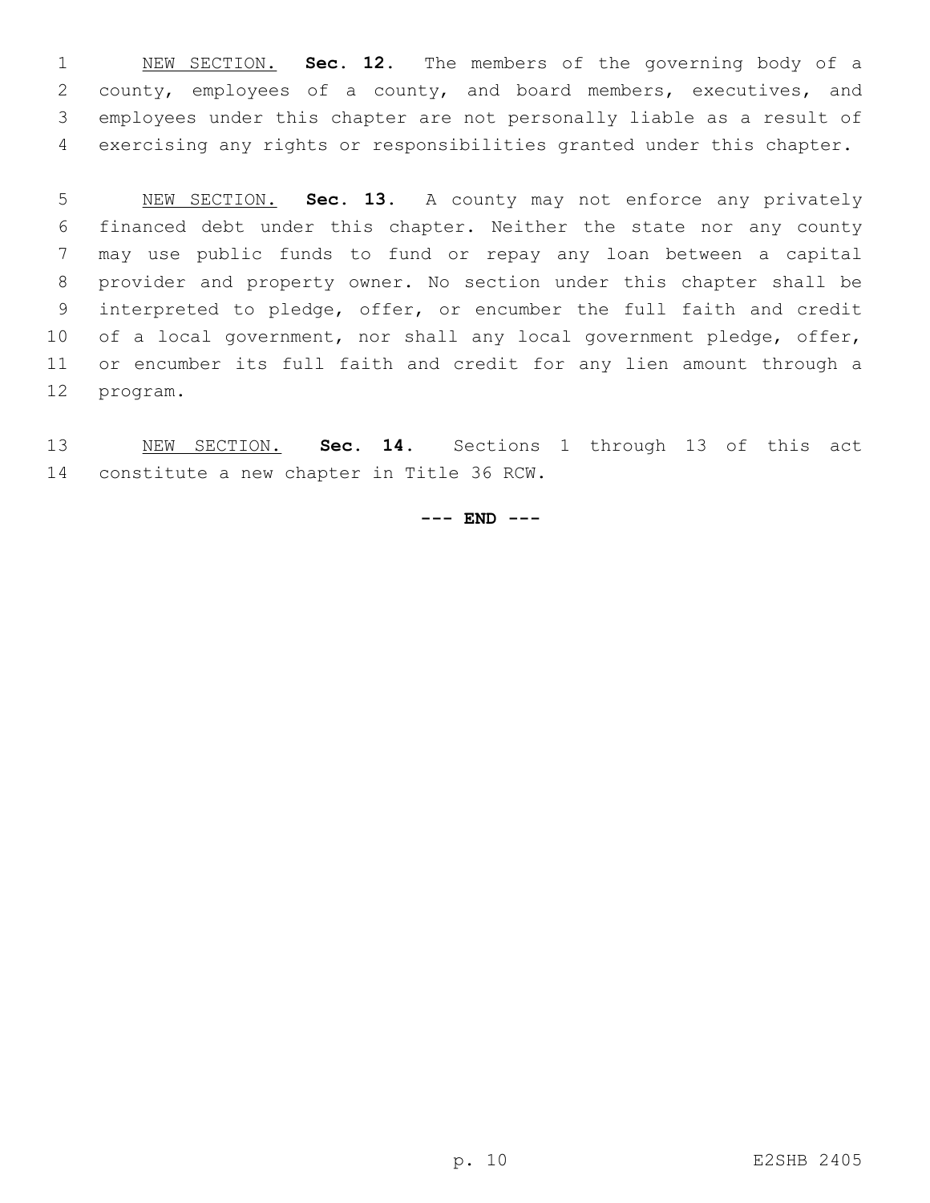NEW SECTION. **Sec. 12.** The members of the governing body of a county, employees of a county, and board members, executives, and employees under this chapter are not personally liable as a result of exercising any rights or responsibilities granted under this chapter.

NEW SECTION. **Sec. 13.** A county may not enforce any privately financed debt under this chapter. Neither the state nor any county may use public funds to fund or repay any loan between a capital provider and property owner. No section under this chapter shall be interpreted to pledge, offer, or encumber the full faith and credit of a local government, nor shall any local government pledge, offer, or encumber its full faith and credit for any lien amount through a program.

NEW SECTION. **Sec. 14.** Sections 1 through 13 of this act constitute a new chapter in Title 36 RCW.

**--- END ---**